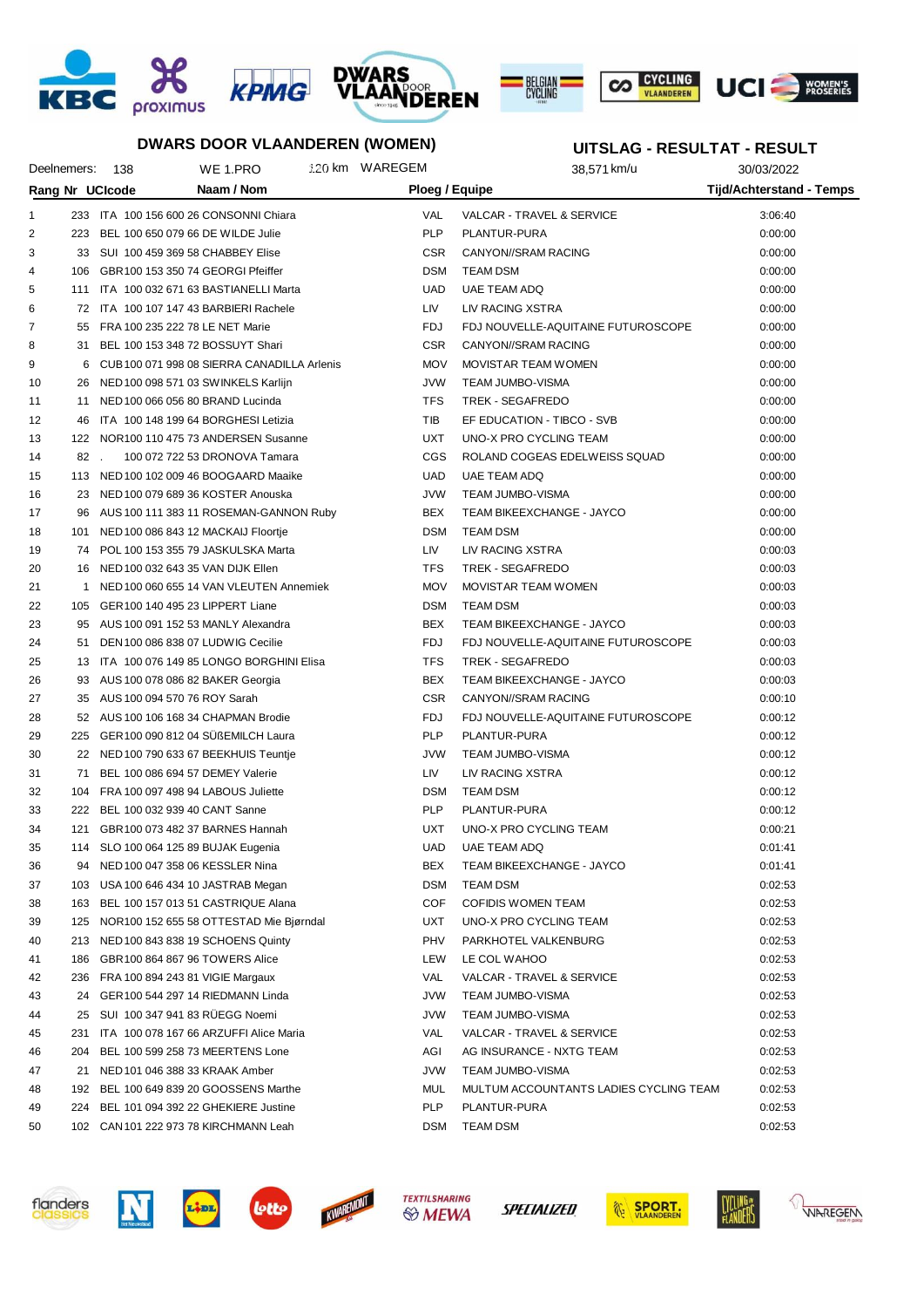## DWARS DOOR VLAANDEREN (WOMEN)

## UITSLAG - RESULTAT - RESULT

Deelnemers: 138 WE 1.PRO 120 km WAREGEM 38,571 km/u 30/03/2022

| Rang | Nr | UCIcode | Naam / Nom | Ploeg / Equipe | | Tijd/Achterstand - Temps |
|---|---|---|---|---|---|---|
| 1 | 233 | ITA 100 156 600 26 | CONSONNI Chiara | VAL | VALCAR - TRAVEL & SERVICE | 3:06:40 |
| 2 | 223 | BEL 100 650 079 66 | DE WILDE Julie | PLP | PLANTUR-PURA | 0:00:00 |
| 3 | 33 | SUI 100 459 369 58 | CHABBEY Elise | CSR | CANYON//SRAM RACING | 0:00:00 |
| 4 | 106 | GBR 100 153 350 74 | GEORGI Pfeiffer | DSM | TEAM DSM | 0:00:00 |
| 5 | 111 | ITA 100 032 671 63 | BASTIANELLI Marta | UAD | UAE TEAM ADQ | 0:00:00 |
| 6 | 72 | ITA 100 107 147 43 | BARBIERI Rachele | LIV | LIV RACING XSTRA | 0:00:00 |
| 7 | 55 | FRA 100 235 222 78 | LE NET Marie | FDJ | FDJ NOUVELLE-AQUITAINE FUTUROSCOPE | 0:00:00 |
| 8 | 31 | BEL 100 153 348 72 | BOSSUYT Shari | CSR | CANYON//SRAM RACING | 0:00:00 |
| 9 | 6 | CUB 100 071 998 08 | SIERRA CANADILLA Arlenis | MOV | MOVISTAR TEAM WOMEN | 0:00:00 |
| 10 | 26 | NED 100 098 571 03 | SWINKELS Karlijn | JVW | TEAM JUMBO-VISMA | 0:00:00 |
| 11 | 11 | NED 100 066 056 80 | BRAND Lucinda | TFS | TREK - SEGAFREDO | 0:00:00 |
| 12 | 46 | ITA 100 148 199 64 | BORGHESI Letizia | TIB | EF EDUCATION - TIBCO - SVB | 0:00:00 |
| 13 | 122 | NOR 100 110 475 73 | ANDERSEN Susanne | UXT | UNO-X PRO CYCLING TEAM | 0:00:00 |
| 14 | 82 | . 100 072 722 53 | DRONOVA Tamara | CGS | ROLAND COGEAS EDELWEISS SQUAD | 0:00:00 |
| 15 | 113 | NED 100 102 009 46 | BOOGAARD Maaike | UAD | UAE TEAM ADQ | 0:00:00 |
| 16 | 23 | NED 100 079 689 36 | KOSTER Anouska | JVW | TEAM JUMBO-VISMA | 0:00:00 |
| 17 | 96 | AUS 100 111 383 11 | ROSEMAN-GANNON Ruby | BEX | TEAM BIKEEXCHANGE - JAYCO | 0:00:00 |
| 18 | 101 | NED 100 086 843 12 | MACKAIJ Floortje | DSM | TEAM DSM | 0:00:00 |
| 19 | 74 | POL 100 153 355 79 | JASKULSKA Marta | LIV | LIV RACING XSTRA | 0:00:03 |
| 20 | 16 | NED 100 032 643 35 | VAN DIJK Ellen | TFS | TREK - SEGAFREDO | 0:00:03 |
| 21 | 1 | NED 100 060 655 14 | VAN VLEUTEN Annemiek | MOV | MOVISTAR TEAM WOMEN | 0:00:03 |
| 22 | 105 | GER 100 140 495 23 | LIPPERT Liane | DSM | TEAM DSM | 0:00:03 |
| 23 | 95 | AUS 100 091 152 53 | MANLY Alexandra | BEX | TEAM BIKEEXCHANGE - JAYCO | 0:00:03 |
| 24 | 51 | DEN 100 086 838 07 | LUDWIG Cecilie | FDJ | FDJ NOUVELLE-AQUITAINE FUTUROSCOPE | 0:00:03 |
| 25 | 13 | ITA 100 076 149 85 | LONGO BORGHINI Elisa | TFS | TREK - SEGAFREDO | 0:00:03 |
| 26 | 93 | AUS 100 078 086 82 | BAKER Georgia | BEX | TEAM BIKEEXCHANGE - JAYCO | 0:00:03 |
| 27 | 35 | AUS 100 094 570 76 | ROY Sarah | CSR | CANYON//SRAM RACING | 0:00:10 |
| 28 | 52 | AUS 100 106 168 34 | CHAPMAN Brodie | FDJ | FDJ NOUVELLE-AQUITAINE FUTUROSCOPE | 0:00:12 |
| 29 | 225 | GER 100 090 812 04 | SÜßEMILCH Laura | PLP | PLANTUR-PURA | 0:00:12 |
| 30 | 22 | NED 100 790 633 67 | BEEKHUIS Teuntje | JVW | TEAM JUMBO-VISMA | 0:00:12 |
| 31 | 71 | BEL 100 086 694 57 | DEMEY Valerie | LIV | LIV RACING XSTRA | 0:00:12 |
| 32 | 104 | FRA 100 097 498 94 | LABOUS Juliette | DSM | TEAM DSM | 0:00:12 |
| 33 | 222 | BEL 100 032 939 40 | CANT Sanne | PLP | PLANTUR-PURA | 0:00:12 |
| 34 | 121 | GBR 100 073 482 37 | BARNES Hannah | UXT | UNO-X PRO CYCLING TEAM | 0:00:21 |
| 35 | 114 | SLO 100 064 125 89 | BUJAK Eugenia | UAD | UAE TEAM ADQ | 0:01:41 |
| 36 | 94 | NED 100 047 358 06 | KESSLER Nina | BEX | TEAM BIKEEXCHANGE - JAYCO | 0:01:41 |
| 37 | 103 | USA 100 646 434 10 | JASTRAB Megan | DSM | TEAM DSM | 0:02:53 |
| 38 | 163 | BEL 100 157 013 51 | CASTRIQUE Alana | COF | COFIDIS WOMEN TEAM | 0:02:53 |
| 39 | 125 | NOR 100 152 655 58 | OTTESTAD Mie Bjørndal | UXT | UNO-X PRO CYCLING TEAM | 0:02:53 |
| 40 | 213 | NED 100 843 838 19 | SCHOENS Quinty | PHV | PARKHOTEL VALKENBURG | 0:02:53 |
| 41 | 186 | GBR 100 864 867 96 | TOWERS Alice | LEW | LE COL WAHOO | 0:02:53 |
| 42 | 236 | FRA 100 894 243 81 | VIGIE Margaux | VAL | VALCAR - TRAVEL & SERVICE | 0:02:53 |
| 43 | 24 | GER 100 544 297 14 | RIEDMANN Linda | JVW | TEAM JUMBO-VISMA | 0:02:53 |
| 44 | 25 | SUI 100 347 941 83 | RÜEGG Noemi | JVW | TEAM JUMBO-VISMA | 0:02:53 |
| 45 | 231 | ITA 100 078 167 66 | ARZUFFI Alice Maria | VAL | VALCAR - TRAVEL & SERVICE | 0:02:53 |
| 46 | 204 | BEL 100 599 258 73 | MEERTENS Lone | AGI | AG INSURANCE - NXTG TEAM | 0:02:53 |
| 47 | 21 | NED 101 046 388 33 | KRAAK Amber | JVW | TEAM JUMBO-VISMA | 0:02:53 |
| 48 | 192 | BEL 100 649 839 20 | GOOSSENS Marthe | MUL | MULTUM ACCOUNTANTS LADIES CYCLING TEAM | 0:02:53 |
| 49 | 224 | BEL 101 094 392 22 | GHEKIERE Justine | PLP | PLANTUR-PURA | 0:02:53 |
| 50 | 102 | CAN 101 222 973 78 | KIRCHMANN Leah | DSM | TEAM DSM | 0:02:53 |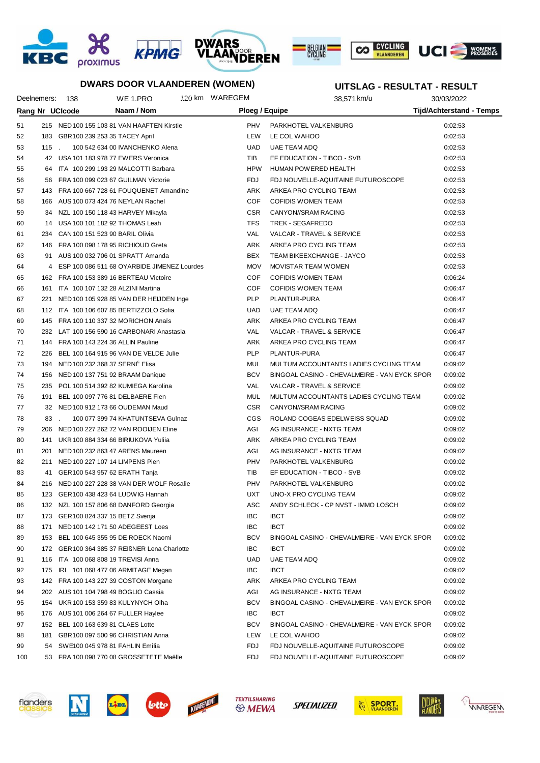## DWARS DOOR VLAANDEREN (WOMEN)

## UITSLAG - RESULTAT - RESULT

Deelnemers: 138 WE 1.PRO 120 km WAREGEM 38,571 km/u 30/03/2022

| Rang | Nr | UCIcode | Naam / Nom | Ploeg / Equipe | | Tijd/Achterstand - Temps |
|---|---|---|---|---|---|---|
| 51 | 215 | NED 100 155 103 81 | VAN HAAFTEN Kirstie | PHV | PARKHOTEL VALKENBURG | 0:02:53 |
| 52 | 183 | GBR 100 239 253 35 | TACEY April | LEW | LE COL WAHOO | 0:02:53 |
| 53 | 115 | . 100 542 634 00 | IVANCHENKO Alena | UAD | UAE TEAM ADQ | 0:02:53 |
| 54 | 42 | USA 101 183 978 77 | EWERS Veronica | TIB | EF EDUCATION - TIBCO - SVB | 0:02:53 |
| 55 | 64 | ITA 100 299 193 29 | MALCOTTI Barbara | HPW | HUMAN POWERED HEALTH | 0:02:53 |
| 56 | 56 | FRA 100 099 023 67 | GUILMAN Victorie | FDJ | FDJ NOUVELLE-AQUITAINE FUTUROSCOPE | 0:02:53 |
| 57 | 143 | FRA 100 667 728 61 | FOUQUENET Amandine | ARK | ARKEA PRO CYCLING TEAM | 0:02:53 |
| 58 | 166 | AUS 100 073 424 76 | NEYLAN Rachel | COF | COFIDIS WOMEN TEAM | 0:02:53 |
| 59 | 34 | NZL 100 150 118 43 | HARVEY Mikayla | CSR | CANYON//SRAM RACING | 0:02:53 |
| 60 | 14 | USA 100 101 182 92 | THOMAS Leah | TFS | TREK - SEGAFREDO | 0:02:53 |
| 61 | 234 | CAN 100 151 523 90 | BARIL Olivia | VAL | VALCAR - TRAVEL & SERVICE | 0:02:53 |
| 62 | 146 | FRA 100 098 178 95 | RICHIOUD Greta | ARK | ARKEA PRO CYCLING TEAM | 0:02:53 |
| 63 | 91 | AUS 100 032 706 01 | SPRATT Amanda | BEX | TEAM BIKEEXCHANGE - JAYCO | 0:02:53 |
| 64 | 4 | ESP 100 086 511 68 | OYARBIDE JIMENEZ Lourdes | MOV | MOVISTAR TEAM WOMEN | 0:02:53 |
| 65 | 162 | FRA 100 153 389 16 | BERTEAU Victoire | COF | COFIDIS WOMEN TEAM | 0:06:24 |
| 66 | 161 | ITA 100 107 132 28 | ALZINI Martina | COF | COFIDIS WOMEN TEAM | 0:06:47 |
| 67 | 221 | NED 100 105 928 85 | VAN DER HEIJDEN Inge | PLP | PLANTUR-PURA | 0:06:47 |
| 68 | 112 | ITA 100 106 607 85 | BERTIZZOLO Sofia | UAD | UAE TEAM ADQ | 0:06:47 |
| 69 | 145 | FRA 100 110 337 32 | MORICHON Anaïs | ARK | ARKEA PRO CYCLING TEAM | 0:06:47 |
| 70 | 232 | LAT 100 156 590 16 | CARBONARI Anastasia | VAL | VALCAR - TRAVEL & SERVICE | 0:06:47 |
| 71 | 144 | FRA 100 143 224 36 | ALLIN Pauline | ARK | ARKEA PRO CYCLING TEAM | 0:06:47 |
| 72 | 226 | BEL 100 164 915 96 | VAN DE VELDE Julie | PLP | PLANTUR-PURA | 0:06:47 |
| 73 | 194 | NED 100 232 368 37 | SERNÉ Elisa | MUL | MULTUM ACCOUNTANTS LADIES CYCLING TEAM | 0:09:02 |
| 74 | 156 | NED 100 137 751 92 | BRAAM Danique | BCV | BINGOAL CASINO - CHEVALMEIRE - VAN EYCK SPOR | 0:09:02 |
| 75 | 235 | POL 100 514 392 82 | KUMIEGA Karolina | VAL | VALCAR - TRAVEL & SERVICE | 0:09:02 |
| 76 | 191 | BEL 100 097 776 81 | DELBAERE Fien | MUL | MULTUM ACCOUNTANTS LADIES CYCLING TEAM | 0:09:02 |
| 77 | 32 | NED 100 912 173 66 | OUDEMAN Maud | CSR | CANYON//SRAM RACING | 0:09:02 |
| 78 | 83 | . 100 077 399 74 | KHATUNTSEVA Gulnaz | CGS | ROLAND COGEAS EDELWEISS SQUAD | 0:09:02 |
| 79 | 206 | NED 100 227 262 72 | VAN ROOIJEN Eline | AGI | AG INSURANCE - NXTG TEAM | 0:09:02 |
| 80 | 141 | UKR 100 884 334 66 | BIRIUKOVA Yuliia | ARK | ARKEA PRO CYCLING TEAM | 0:09:02 |
| 81 | 201 | NED 100 232 863 47 | ARENS Maureen | AGI | AG INSURANCE - NXTG TEAM | 0:09:02 |
| 82 | 211 | NED 100 227 107 14 | LIMPENS Pien | PHV | PARKHOTEL VALKENBURG | 0:09:02 |
| 83 | 41 | GER 100 543 957 62 | ERATH Tanja | TIB | EF EDUCATION - TIBCO - SVB | 0:09:02 |
| 84 | 216 | NED 100 227 228 38 | VAN DER WOLF Rosalie | PHV | PARKHOTEL VALKENBURG | 0:09:02 |
| 85 | 123 | GER 100 438 423 64 | LUDWIG Hannah | UXT | UNO-X PRO CYCLING TEAM | 0:09:02 |
| 86 | 132 | NZL 100 157 806 68 | DANFORD Georgia | ASC | ANDY SCHLECK - CP NVST - IMMO LOSCH | 0:09:02 |
| 87 | 173 | GER 100 824 337 15 | BETZ Svenja | IBC | IBCT | 0:09:02 |
| 88 | 171 | NED 100 142 171 50 | ADEGEEST Loes | IBC | IBCT | 0:09:02 |
| 89 | 153 | BEL 100 645 355 95 | DE ROECK Naomi | BCV | BINGOAL CASINO - CHEVALMEIRE - VAN EYCK SPOR | 0:09:02 |
| 90 | 172 | GER 100 364 385 37 | REIßNER Lena Charlotte | IBC | IBCT | 0:09:02 |
| 91 | 116 | ITA 100 068 808 19 | TREVISI Anna | UAD | UAE TEAM ADQ | 0:09:02 |
| 92 | 175 | IRL 101 068 477 06 | ARMITAGE Megan | IBC | IBCT | 0:09:02 |
| 93 | 142 | FRA 100 143 227 39 | COSTON Morgane | ARK | ARKEA PRO CYCLING TEAM | 0:09:02 |
| 94 | 202 | AUS 101 104 798 49 | BOGLIO Cassia | AGI | AG INSURANCE - NXTG TEAM | 0:09:02 |
| 95 | 154 | UKR 100 153 359 83 | KULYNYCH Olha | BCV | BINGOAL CASINO - CHEVALMEIRE - VAN EYCK SPOR | 0:09:02 |
| 96 | 176 | AUS 101 006 264 67 | FULLER Haylee | IBC | IBCT | 0:09:02 |
| 97 | 152 | BEL 100 163 639 81 | CLAES Lotte | BCV | BINGOAL CASINO - CHEVALMEIRE - VAN EYCK SPOR | 0:09:02 |
| 98 | 181 | GBR 100 097 500 96 | CHRISTIAN Anna | LEW | LE COL WAHOO | 0:09:02 |
| 99 | 54 | SWE 100 045 978 81 | FAHLIN Emilia | FDJ | FDJ NOUVELLE-AQUITAINE FUTUROSCOPE | 0:09:02 |
| 100 | 53 | FRA 100 098 770 08 | GROSSETETE Maëlle | FDJ | FDJ NOUVELLE-AQUITAINE FUTUROSCOPE | 0:09:02 |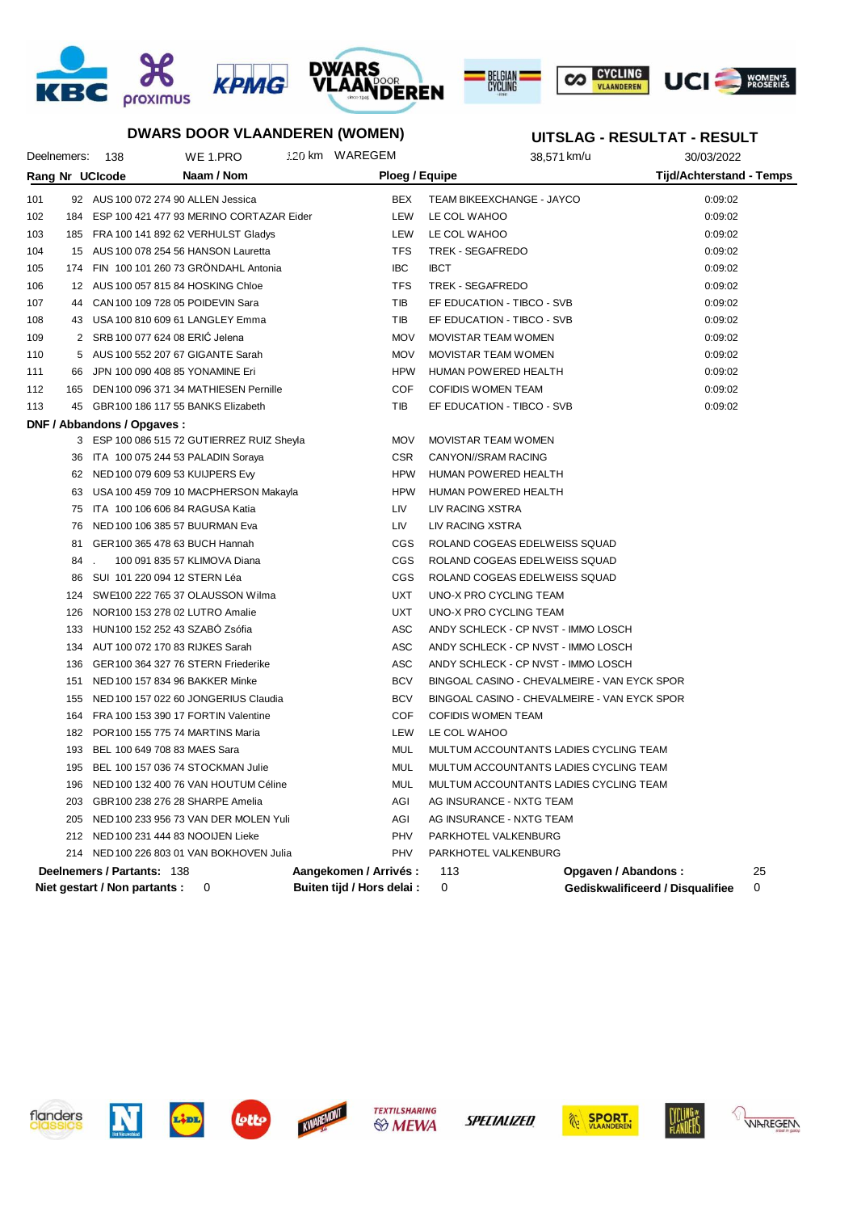**DWARS DOOR VLAANDEREN (WOMEN)**

**UITSLAG - RESULTAT - RESULT**

Deelnemers: 138 | WE 1.PRO | 120 km WAREGEM | 38,571 km/u | 30/03/2022

| Rang | Nr | UCIcode | Naam / Nom | Ploeg / Equipe | | Tijd/Achterstand - Temps |
|---|---|---|---|---|---|---|
| 101 | 92 | AUS 100 072 274 90 | ALLEN Jessica | BEX | TEAM BIKEEXCHANGE - JAYCO | 0:09:02 |
| 102 | 184 | ESP 100 421 477 93 | MERINO CORTAZAR Eider | LEW | LE COL WAHOO | 0:09:02 |
| 103 | 185 | FRA 100 141 892 62 | VERHULST Gladys | LEW | LE COL WAHOO | 0:09:02 |
| 104 | 15 | AUS 100 078 254 56 | HANSON Lauretta | TFS | TREK - SEGAFREDO | 0:09:02 |
| 105 | 174 | FIN 100 101 260 73 | GRÖNDAHL Antonia | IBC | IBCT | 0:09:02 |
| 106 | 12 | AUS 100 057 815 84 | HOSKING Chloe | TFS | TREK - SEGAFREDO | 0:09:02 |
| 107 | 44 | CAN 100 109 728 05 | POIDEVIN Sara | TIB | EF EDUCATION - TIBCO - SVB | 0:09:02 |
| 108 | 43 | USA 100 810 609 61 | LANGLEY Emma | TIB | EF EDUCATION - TIBCO - SVB | 0:09:02 |
| 109 | 2 | SRB 100 077 624 08 | ERIĆ Jelena | MOV | MOVISTAR TEAM WOMEN | 0:09:02 |
| 110 | 5 | AUS 100 552 207 67 | GIGANTE Sarah | MOV | MOVISTAR TEAM WOMEN | 0:09:02 |
| 111 | 66 | JPN 100 090 408 85 | YONAMINE Eri | HPW | HUMAN POWERED HEALTH | 0:09:02 |
| 112 | 165 | DEN 100 096 371 34 | MATHIESEN Pernille | COF | COFIDIS WOMEN TEAM | 0:09:02 |
| 113 | 45 | GBR 100 186 117 55 | BANKS Elizabeth | TIB | EF EDUCATION - TIBCO - SVB | 0:09:02 |

**DNF / Abbandons / Opgaves :**

| Nr | UCIcode | Naam / Nom | Ploeg / Equipe | |
|---|---|---|---|---|
| 3 | ESP 100 086 515 72 | GUTIERREZ RUIZ Sheyla | MOV | MOVISTAR TEAM WOMEN |
| 36 | ITA 100 075 244 53 | PALADIN Soraya | CSR | CANYON//SRAM RACING |
| 62 | NED 100 079 609 53 | KUIJPERS Evy | HPW | HUMAN POWERED HEALTH |
| 63 | USA 100 459 709 10 | MACPHERSON Makayla | HPW | HUMAN POWERED HEALTH |
| 75 | ITA 100 106 606 84 | RAGUSA Katia | LIV | LIV RACING XSTRA |
| 76 | NED 100 106 385 57 | BUURMAN Eva | LIV | LIV RACING XSTRA |
| 81 | GER 100 365 478 63 | BUCH Hannah | CGS | ROLAND COGEAS EDELWEISS SQUAD |
| 84 | . 100 091 835 57 | KLIMOVA Diana | CGS | ROLAND COGEAS EDELWEISS SQUAD |
| 86 | SUI 101 220 094 12 | STERN Léa | CGS | ROLAND COGEAS EDELWEISS SQUAD |
| 124 | SWE 100 222 765 37 | OLAUSSON Wilma | UXT | UNO-X PRO CYCLING TEAM |
| 126 | NOR 100 153 278 02 | LUTRO Amalie | UXT | UNO-X PRO CYCLING TEAM |
| 133 | HUN 100 152 252 43 | SZABÓ Zsófia | ASC | ANDY SCHLECK - CP NVST - IMMO LOSCH |
| 134 | AUT 100 072 170 83 | RIJKES Sarah | ASC | ANDY SCHLECK - CP NVST - IMMO LOSCH |
| 136 | GER 100 364 327 76 | STERN Friederike | ASC | ANDY SCHLECK - CP NVST - IMMO LOSCH |
| 151 | NED 100 157 834 96 | BAKKER Minke | BCV | BINGOAL CASINO - CHEVALMEIRE - VAN EYCK SPOR |
| 155 | NED 100 157 022 60 | JONGERIUS Claudia | BCV | BINGOAL CASINO - CHEVALMEIRE - VAN EYCK SPOR |
| 164 | FRA 100 153 390 17 | FORTIN Valentine | COF | COFIDIS WOMEN TEAM |
| 182 | POR 100 155 775 74 | MARTINS Maria | LEW | LE COL WAHOO |
| 193 | BEL 100 649 708 83 | MAES Sara | MUL | MULTUM ACCOUNTANTS LADIES CYCLING TEAM |
| 195 | BEL 100 157 036 74 | STOCKMAN Julie | MUL | MULTUM ACCOUNTANTS LADIES CYCLING TEAM |
| 196 | NED 100 132 400 76 | VAN HOUTUM Céline | MUL | MULTUM ACCOUNTANTS LADIES CYCLING TEAM |
| 203 | GBR 100 238 276 28 | SHARPE Amelia | AGI | AG INSURANCE - NXTG TEAM |
| 205 | NED 100 233 956 73 | VAN DER MOLEN Yuli | AGI | AG INSURANCE - NXTG TEAM |
| 212 | NED 100 231 444 83 | NOOIJEN Lieke | PHV | PARKHOTEL VALKENBURG |
| 214 | NED 100 226 803 01 | VAN BOKHOVEN Julia | PHV | PARKHOTEL VALKENBURG |

**Deelnemers / Partants:** 138 **Aangekomen / Arrivés :** 113 **Opgaven / Abandons :** 25

**Niet gestart / Non partants :** 0 **Buiten tijd / Hors delai :** 0 **Gediskwalificeerd / Disqualifiee** 0